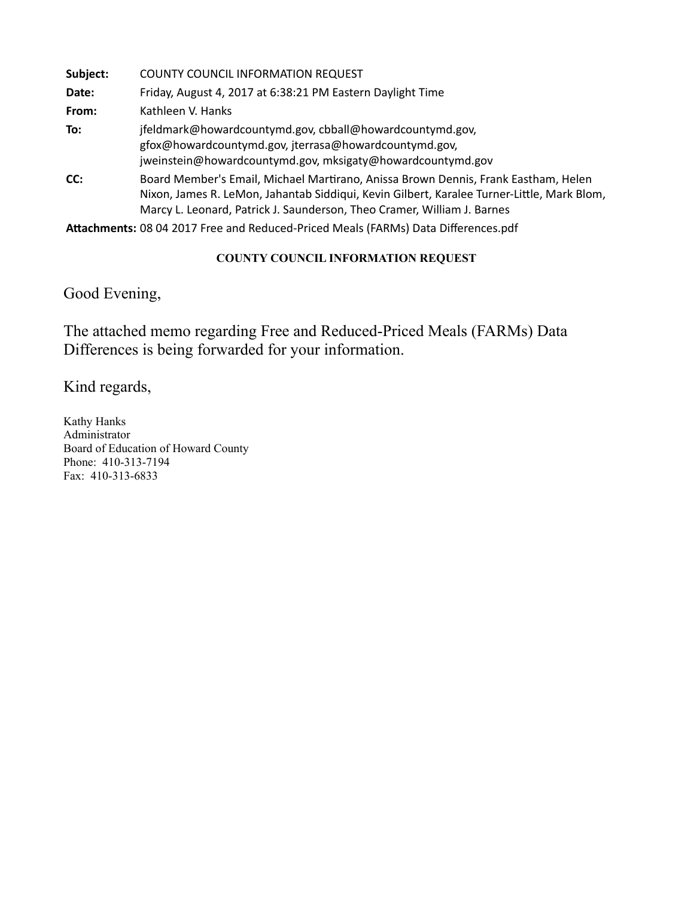| | |
|---|---|
| **Subject:** | COUNTY COUNCIL INFORMATION REQUEST |
| **Date:** | Friday, August 4, 2017 at 6:38:21 PM Eastern Daylight Time |
| **From:** | Kathleen V. Hanks |
| **To:** | jfeldmark@howardcountymd.gov, cbball@howardcountymd.gov, gfox@howardcountymd.gov, jterrasa@howardcountymd.gov, jweinstein@howardcountymd.gov, mksigaty@howardcountymd.gov |
| **CC:** | Board Member's Email, Michael Martirano, Anissa Brown Dennis, Frank Eastham, Helen Nixon, James R. LeMon, Jahantab Siddiqui, Kevin Gilbert, Karalee Turner-Little, Mark Blom, Marcy L. Leonard, Patrick J. Saunderson, Theo Cramer, William J. Barnes |
| **Attachments:** | 08 04 2017 Free and Reduced-Priced Meals (FARMs) Data Differences.pdf |

**COUNTY COUNCIL INFORMATION REQUEST**

Good Evening,

The attached memo regarding Free and Reduced-Priced Meals (FARMs) Data Differences is being forwarded for your information.

Kind regards,

Kathy Hanks
Administrator
Board of Education of Howard County
Phone: 410-313-7194
Fax: 410-313-6833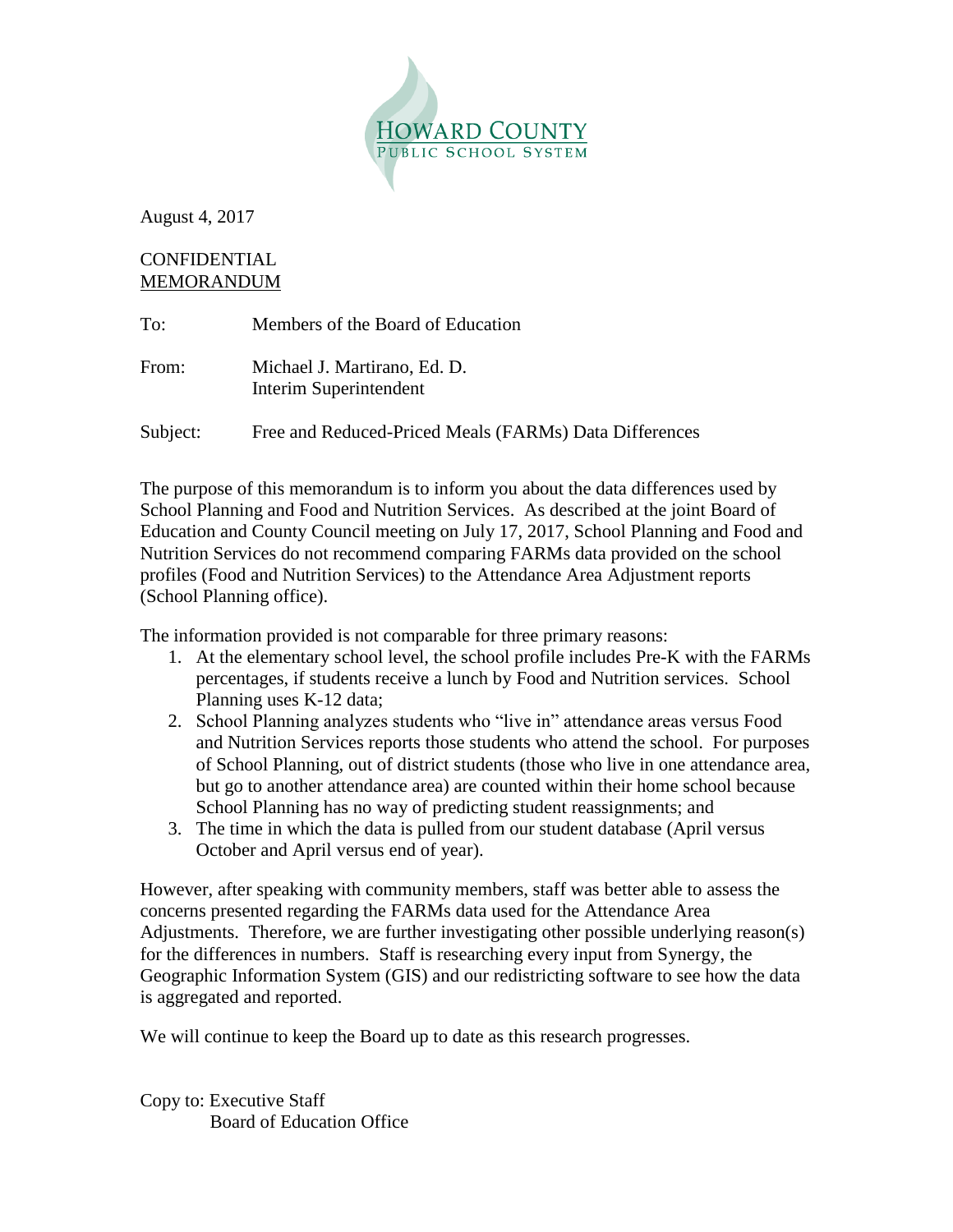HOWARD COUNTY
PUBLIC SCHOOL SYSTEM

August 4, 2017

CONFIDENTIAL
MEMORANDUM

To: Members of the Board of Education

From: Michael J. Martirano, Ed. D.
Interim Superintendent

Subject: Free and Reduced-Priced Meals (FARMs) Data Differences

The purpose of this memorandum is to inform you about the data differences used by School Planning and Food and Nutrition Services. As described at the joint Board of Education and County Council meeting on July 17, 2017, School Planning and Food and Nutrition Services do not recommend comparing FARMs data provided on the school profiles (Food and Nutrition Services) to the Attendance Area Adjustment reports (School Planning office).

The information provided is not comparable for three primary reasons:

1. At the elementary school level, the school profile includes Pre-K with the FARMs percentages, if students receive a lunch by Food and Nutrition services. School Planning uses K-12 data;
2. School Planning analyzes students who "live in" attendance areas versus Food and Nutrition Services reports those students who attend the school. For purposes of School Planning, out of district students (those who live in one attendance area, but go to another attendance area) are counted within their home school because School Planning has no way of predicting student reassignments; and
3. The time in which the data is pulled from our student database (April versus October and April versus end of year).

However, after speaking with community members, staff was better able to assess the concerns presented regarding the FARMs data used for the Attendance Area Adjustments. Therefore, we are further investigating other possible underlying reason(s) for the differences in numbers. Staff is researching every input from Synergy, the Geographic Information System (GIS) and our redistricting software to see how the data is aggregated and reported.

We will continue to keep the Board up to date as this research progresses.

Copy to: Executive Staff
Board of Education Office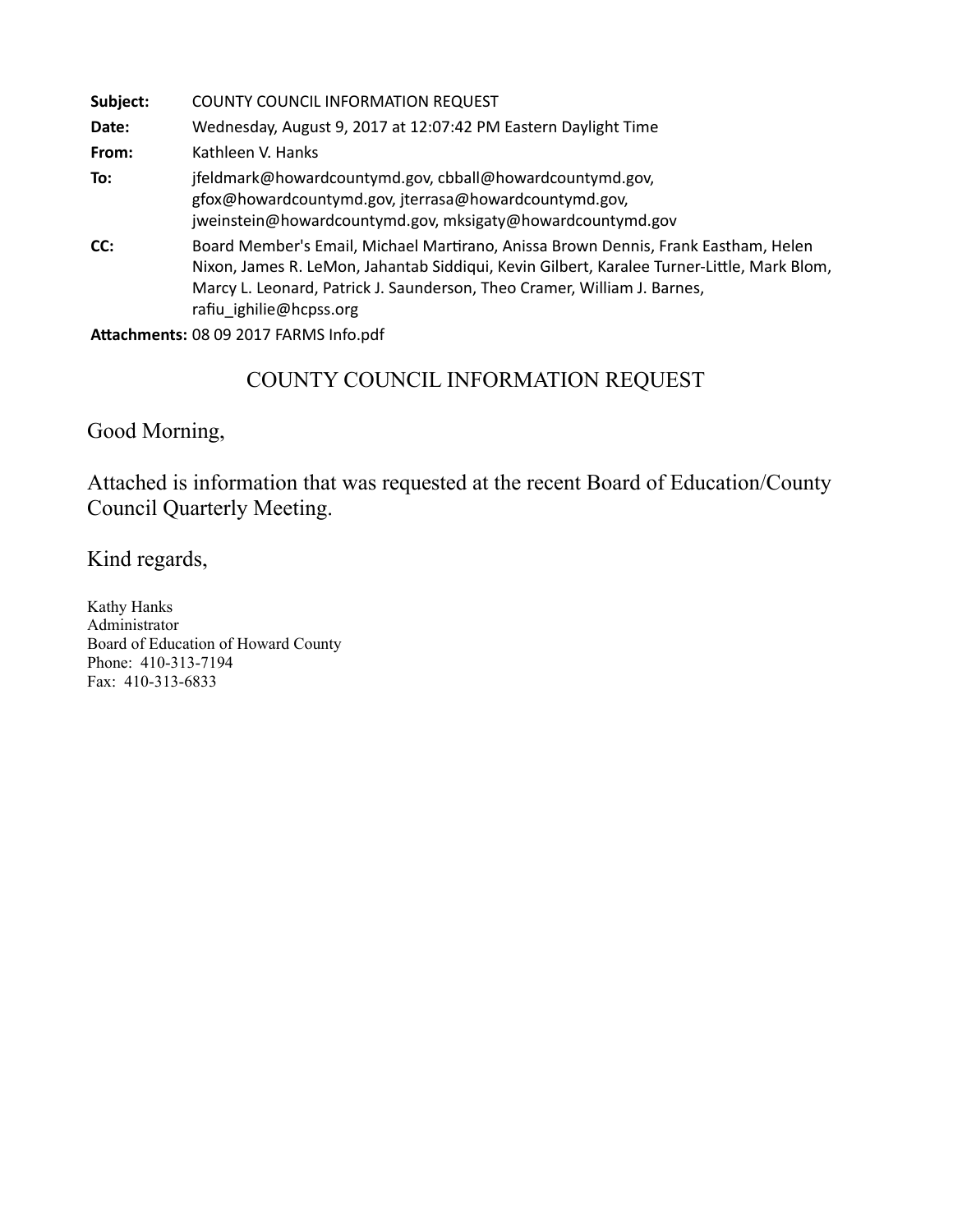**Subject:** COUNTY COUNCIL INFORMATION REQUEST

**Date:** Wednesday, August 9, 2017 at 12:07:42 PM Eastern Daylight Time

**From:** Kathleen V. Hanks

**To:** jfeldmark@howardcountymd.gov, cbball@howardcountymd.gov, gfox@howardcountymd.gov, jterrasa@howardcountymd.gov, jweinstein@howardcountymd.gov, mksigaty@howardcountymd.gov

**CC:** Board Member's Email, Michael Martirano, Anissa Brown Dennis, Frank Eastham, Helen Nixon, James R. LeMon, Jahantab Siddiqui, Kevin Gilbert, Karalee Turner-Little, Mark Blom, Marcy L. Leonard, Patrick J. Saunderson, Theo Cramer, William J. Barnes, rafiu_ighilie@hcpss.org

**Attachments:** 08 09 2017 FARMS Info.pdf

## COUNTY COUNCIL INFORMATION REQUEST

Good Morning,

Attached is information that was requested at the recent Board of Education/County Council Quarterly Meeting.

Kind regards,

Kathy Hanks
Administrator
Board of Education of Howard County
Phone: 410-313-7194
Fax: 410-313-6833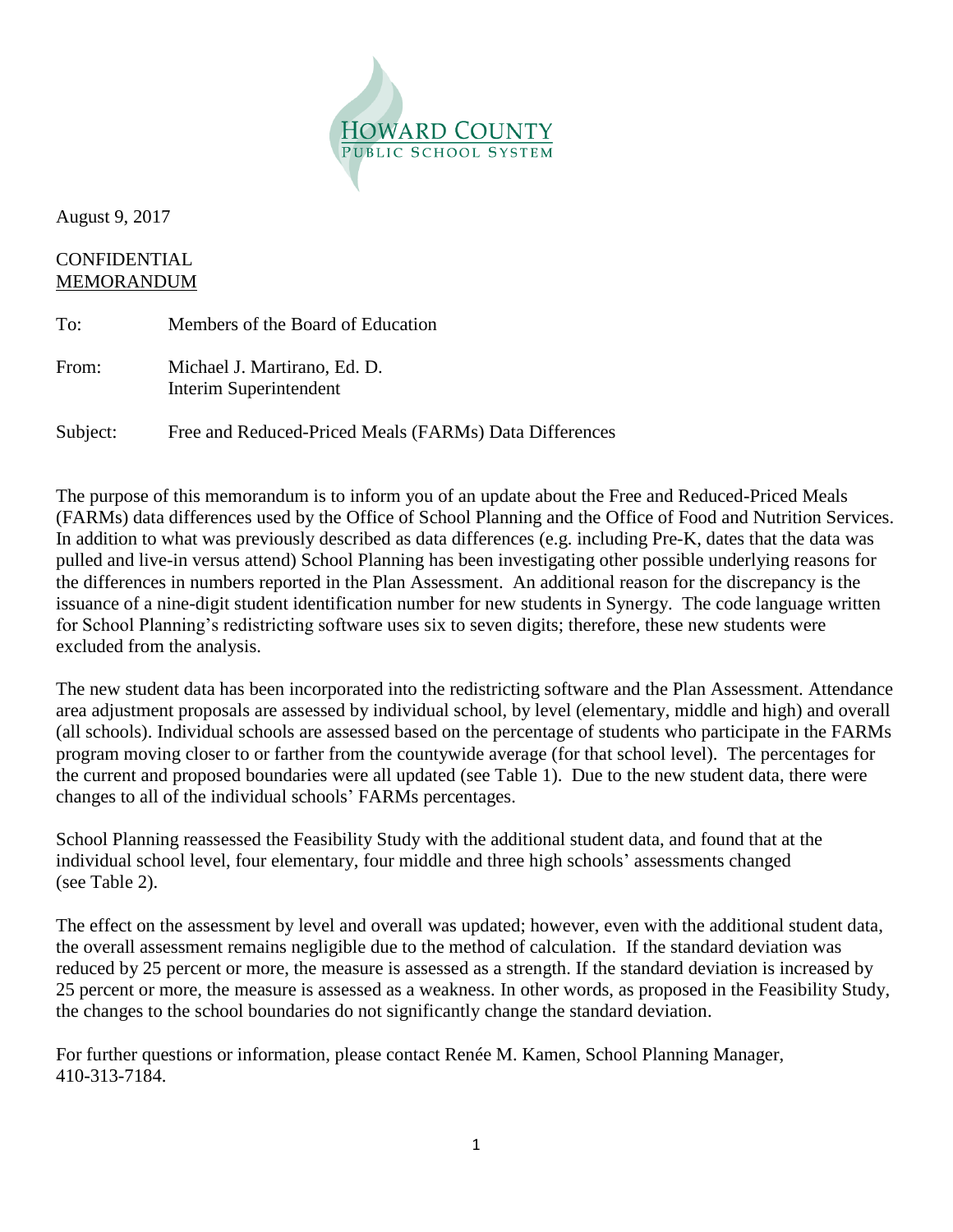HOWARD COUNTY
PUBLIC SCHOOL SYSTEM

August 9, 2017

CONFIDENTIAL
MEMORANDUM

To: Members of the Board of Education

From: Michael J. Martirano, Ed. D.
Interim Superintendent

Subject: Free and Reduced-Priced Meals (FARMs) Data Differences

The purpose of this memorandum is to inform you of an update about the Free and Reduced-Priced Meals (FARMs) data differences used by the Office of School Planning and the Office of Food and Nutrition Services. In addition to what was previously described as data differences (e.g. including Pre-K, dates that the data was pulled and live-in versus attend) School Planning has been investigating other possible underlying reasons for the differences in numbers reported in the Plan Assessment. An additional reason for the discrepancy is the issuance of a nine-digit student identification number for new students in Synergy. The code language written for School Planning's redistricting software uses six to seven digits; therefore, these new students were excluded from the analysis.

The new student data has been incorporated into the redistricting software and the Plan Assessment. Attendance area adjustment proposals are assessed by individual school, by level (elementary, middle and high) and overall (all schools). Individual schools are assessed based on the percentage of students who participate in the FARMs program moving closer to or farther from the countywide average (for that school level). The percentages for the current and proposed boundaries were all updated (see Table 1). Due to the new student data, there were changes to all of the individual schools' FARMs percentages.

School Planning reassessed the Feasibility Study with the additional student data, and found that at the individual school level, four elementary, four middle and three high schools' assessments changed (see Table 2).

The effect on the assessment by level and overall was updated; however, even with the additional student data, the overall assessment remains negligible due to the method of calculation. If the standard deviation was reduced by 25 percent or more, the measure is assessed as a strength. If the standard deviation is increased by 25 percent or more, the measure is assessed as a weakness. In other words, as proposed in the Feasibility Study, the changes to the school boundaries do not significantly change the standard deviation.

For further questions or information, please contact Renée M. Kamen, School Planning Manager, 410-313-7184.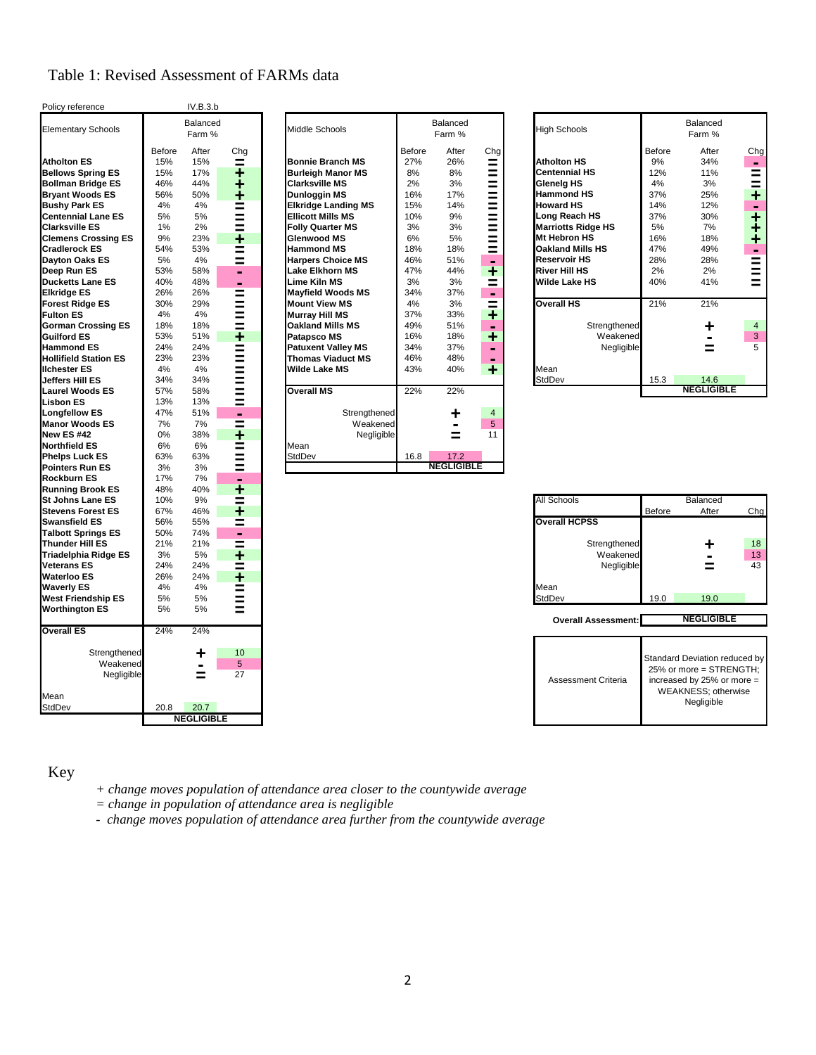# Table 1: Revised Assessment of FARMs data

Policy reference: IV.B.3.b

| Elementary Schools | Balanced Farm % Before | After | Chg |
|---|---|---|---|
| Atholton ES | 15% | 15% | = |
| Bellows Spring ES | 15% | 17% | + |
| Bollman Bridge ES | 46% | 44% | + |
| Bryant Woods ES | 56% | 50% | + |
| Bushy Park ES | 4% | 4% | = |
| Centennial Lane ES | 5% | 5% | = |
| Clarksville ES | 1% | 2% | = |
| Clemens Crossing ES | 9% | 23% | + |
| Cradlerock ES | 54% | 53% | = |
| Dayton Oaks ES | 5% | 4% | = |
| Deep Run ES | 53% | 58% | - |
| Ducketts Lane ES | 40% | 48% | - |
| Elkridge ES | 26% | 26% | = |
| Forest Ridge ES | 30% | 29% | = |
| Fulton ES | 4% | 4% | = |
| Gorman Crossing ES | 18% | 18% | = |
| Guilford ES | 53% | 51% | + |
| Hammond ES | 24% | 24% | = |
| Hollifield Station ES | 23% | 23% | = |
| Ilchester ES | 4% | 4% | = |
| Jeffers Hill ES | 34% | 34% | = |
| Laurel Woods ES | 57% | 58% | = |
| Lisbon ES | 13% | 13% | = |
| Longfellow ES | 47% | 51% | - |
| Manor Woods ES | 7% | 7% | = |
| New ES #42 | 0% | 38% | + |
| Northfield ES | 6% | 6% | = |
| Phelps Luck ES | 63% | 63% | = |
| Pointers Run ES | 3% | 3% | = |
| Rockburn ES | 17% | 7% | - |
| Running Brook ES | 48% | 40% | + |
| St Johns Lane ES | 10% | 9% | = |
| Stevens Forest ES | 67% | 46% | + |
| Swansfield ES | 56% | 55% | = |
| Talbott Springs ES | 50% | 74% | - |
| Thunder Hill ES | 21% | 21% | = |
| Triadelphia Ridge ES | 3% | 5% | + |
| Veterans ES | 24% | 24% | = |
| Waterloo ES | 26% | 24% | + |
| Waverly ES | 4% | 4% | = |
| West Friendship ES | 5% | 5% | = |
| Worthington ES | 5% | 5% | = |
| **Overall ES** | 24% | 24% | |
| Strengthened | | + | 10 |
| Weakened | | - | 5 |
| Negligible | | = | 27 |
| Mean | | | |
| StdDev | 20.8 | 20.7 | |
| | | NEGLIGIBLE | |

| Middle Schools | Balanced Farm % Before | After | Chg |
|---|---|---|---|
| Bonnie Branch MS | 27% | 26% | = |
| Burleigh Manor MS | 8% | 8% | = |
| Clarksville MS | 2% | 3% | = |
| Dunloggin MS | 16% | 17% | = |
| Elkridge Landing MS | 15% | 14% | = |
| Ellicott Mills MS | 10% | 9% | = |
| Folly Quarter MS | 3% | 3% | = |
| Glenwood MS | 6% | 5% | = |
| Hammond MS | 18% | 18% | = |
| Harpers Choice MS | 46% | 51% | - |
| Lake Elkhorn MS | 47% | 44% | + |
| Lime Kiln MS | 3% | 3% | = |
| Mayfield Woods MS | 34% | 37% | - |
| Mount View MS | 4% | 3% | = |
| Murray Hill MS | 37% | 33% | + |
| Oakland Mills MS | 49% | 51% | - |
| Patapsco MS | 16% | 18% | + |
| Patuxent Valley MS | 34% | 37% | - |
| Thomas Viaduct MS | 46% | 48% | - |
| Wilde Lake MS | 43% | 40% | + |
| **Overall MS** | 22% | 22% | |
| Strengthened | | + | 4 |
| Weakened | | - | 5 |
| Negligible | | = | 11 |
| Mean | | | |
| StdDev | 16.8 | 17.2 | |
| | | NEGLIGIBLE | |

| High Schools | Balanced Farm % Before | After | Chg |
|---|---|---|---|
| Atholton HS | 9% | 34% | - |
| Centennial HS | 12% | 11% | = |
| Glenelg HS | 4% | 3% | = |
| Hammond HS | 37% | 25% | + |
| Howard HS | 14% | 12% | - |
| Long Reach HS | 37% | 30% | + |
| Marriotts Ridge HS | 5% | 7% | + |
| Mt Hebron HS | 16% | 18% | + |
| Oakland Mills HS | 47% | 49% | - |
| Reservoir HS | 28% | 28% | = |
| River Hill HS | 2% | 2% | = |
| Wilde Lake HS | 40% | 41% | = |
| **Overall HS** | 21% | 21% | |
| Strengthened | | + | 4 |
| Weakened | | - | 3 |
| Negligible | | = | 5 |
| Mean | | | |
| StdDev | 15.3 | 14.6 | |
| | | NEGLIGIBLE | |

| All Schools | Balanced Before | After | Chg |
|---|---|---|---|
| **Overall HCPSS** | | | |
| Strengthened | | + | 18 |
| Weakened | | - | 13 |
| Negligible | | = | 43 |
| Mean | | | |
| StdDev | 19.0 | 19.0 | |

**Overall Assessment:** NEGLIGIBLE

| Assessment Criteria | Standard Deviation reduced by 25% or more = STRENGTH; increased by 25% or more = WEAKNESS; otherwise Negligible |
|---|---|

Key

*+ change moves population of attendance area closer to the countywide average*

*= change in population of attendance area is negligible*

*- change moves population of attendance area further from the countywide average*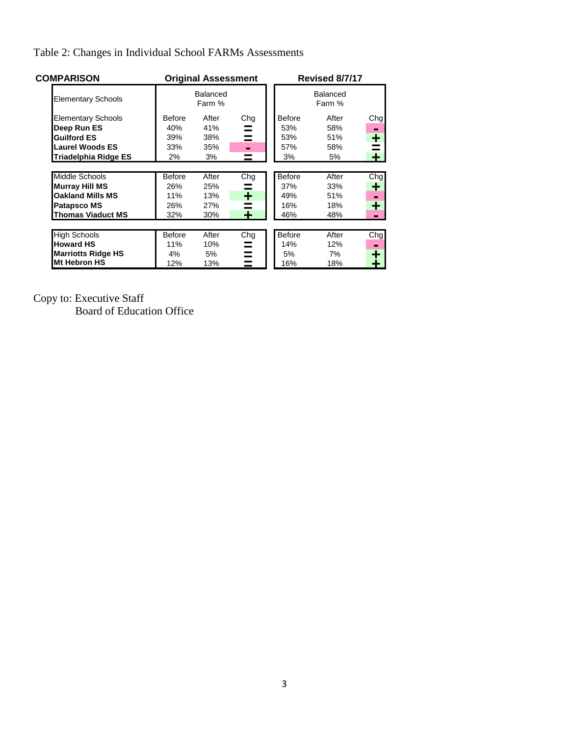Table 2: Changes in Individual School FARMs Assessments

| COMPARISON | Original Assessment | | | Revised 8/7/17 | | |
|---|---|---|---|---|---|---|
| Elementary Schools | Balanced Farm % | | | Balanced Farm % | | |
| Elementary Schools | Before | After | Chg | Before | After | Chg |
| **Deep Run ES** | 40% | 41% | = | 53% | 58% | - |
| **Guilford ES** | 39% | 38% | = | 53% | 51% | + |
| **Laurel Woods ES** | 33% | 35% | - | 57% | 58% | = |
| **Triadelphia Ridge ES** | 2% | 3% | = | 3% | 5% | + |
| Middle Schools | Before | After | Chg | Before | After | Chg |
| **Murray Hill MS** | 26% | 25% | = | 37% | 33% | + |
| **Oakland Mills MS** | 11% | 13% | + | 49% | 51% | - |
| **Patapsco MS** | 26% | 27% | = | 16% | 18% | + |
| **Thomas Viaduct MS** | 32% | 30% | + | 46% | 48% | - |
| High Schools | Before | After | Chg | Before | After | Chg |
| **Howard HS** | 11% | 10% | = | 14% | 12% | - |
| **Marriotts Ridge HS** | 4% | 5% | = | 5% | 7% | + |
| **Mt Hebron HS** | 12% | 13% | = | 16% | 18% | + |

Copy to: Executive Staff
Board of Education Office